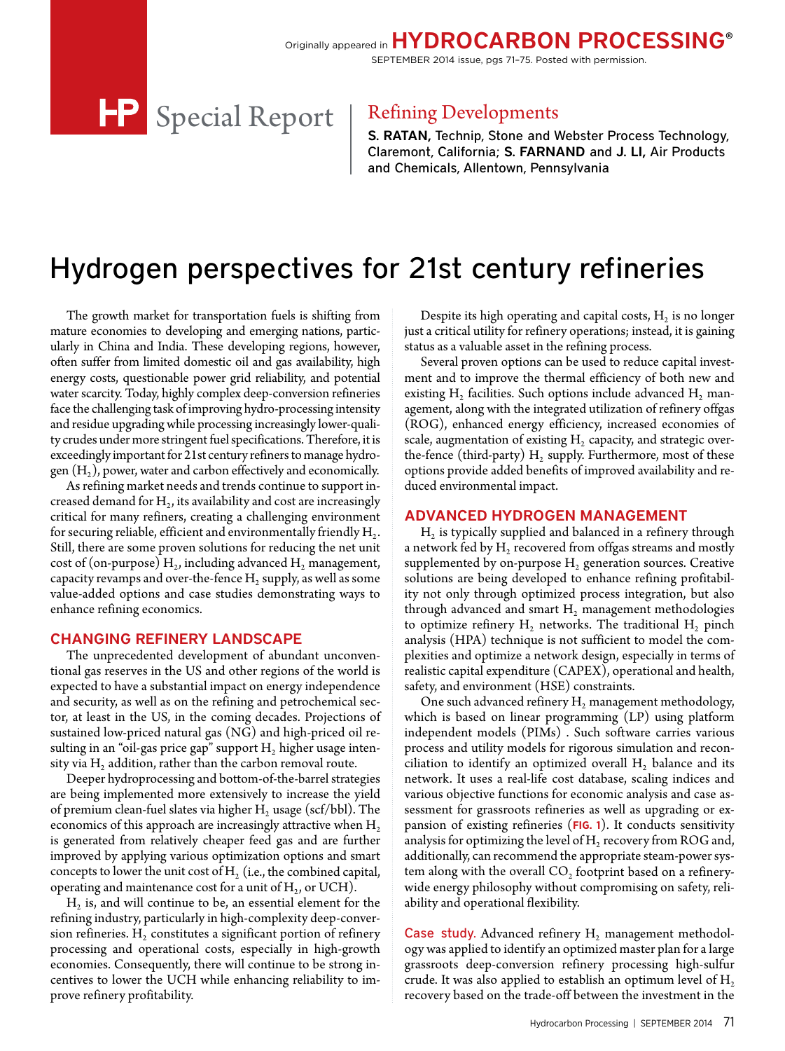Originally appeared in HYDROCARBON PROCESSING® SEPTEMBER 2014 issue, pgs 71–75. Posted with permission.

HP Special Report | Refining Developments

**S. RATAN,** Technip, Stone and Webster Process Technology, Claremont, California; **S. FARNAND** and **J. LI,** Air Products and Chemicals, Allentown, Pennsylvania

# Hydrogen perspectives for 21st century refineries

The growth market for transportation fuels is shifting from mature economies to developing and emerging nations, particularly in China and India. These developing regions, however, often suffer from limited domestic oil and gas availability, high energy costs, questionable power grid reliability, and potential water scarcity. Today, highly complex deep-conversion refineries face the challenging task of improving hydro-processing intensity and residue upgrading while processing increasingly lower-quality crudes under more stringent fuel specifications. Therefore, it is exceedingly important for 21st century refiners to manage hydrogen ($H_2$), power, water and carbon effectively and economically.

As refining market needs and trends continue to support increased demand for $H_2$, its availability and cost are increasingly critical for many refiners, creating a challenging environment for securing reliable, efficient and environmentally friendly $H_2$. Still, there are some proven solutions for reducing the net unit cost of (on-purpose) $H_2$, including advanced $H_2$ management, capacity revamps and over-the-fence $H_2$ supply, as well as some value-added options and case studies demonstrating ways to enhance refining economics.

## CHANGING REFINERY LANDSCAPE

The unprecedented development of abundant unconventional gas reserves in the US and other regions of the world is expected to have a substantial impact on energy independence and security, as well as on the refining and petrochemical sector, at least in the US, in the coming decades. Projections of sustained low-priced natural gas (NG) and high-priced oil resulting in an "oil-gas price gap" support $H_2$ higher usage intensity via $H_2$ addition, rather than the carbon removal route.

Deeper hydroprocessing and bottom-of-the-barrel strategies are being implemented more extensively to increase the yield of premium clean-fuel slates via higher $H_2$ usage (scf/bbl). The economics of this approach are increasingly attractive when $H_2$ is generated from relatively cheaper feed gas and are further improved by applying various optimization options and smart concepts to lower the unit cost of $H_2$ (i.e., the combined capital, operating and maintenance cost for a unit of $H_2$, or UCH).

$H_2$ is, and will continue to be, an essential element for the refining industry, particularly in high-complexity deep-conversion refineries. $H_2$ constitutes a significant portion of refinery processing and operational costs, especially in high-growth economies. Consequently, there will continue to be strong incentives to lower the UCH while enhancing reliability to improve refinery profitability.

Despite its high operating and capital costs, $H_2$ is no longer just a critical utility for refinery operations; instead, it is gaining status as a valuable asset in the refining process.

Several proven options can be used to reduce capital investment and to improve the thermal efficiency of both new and existing $H_2$ facilities. Such options include advanced $H_2$ management, along with the integrated utilization of refinery offgas (ROG), enhanced energy efficiency, increased economies of scale, augmentation of existing $H_2$ capacity, and strategic over-the-fence (third-party) $H_2$ supply. Furthermore, most of these options provide added benefits of improved availability and reduced environmental impact.

## ADVANCED HYDROGEN MANAGEMENT

$H_2$ is typically supplied and balanced in a refinery through a network fed by $H_2$ recovered from offgas streams and mostly supplemented by on-purpose $H_2$ generation sources. Creative solutions are being developed to enhance refining profitability not only through optimized process integration, but also through advanced and smart $H_2$ management methodologies to optimize refinery $H_2$ networks. The traditional $H_2$ pinch analysis (HPA) technique is not sufficient to model the complexities and optimize a network design, especially in terms of realistic capital expenditure (CAPEX), operational and health, safety, and environment (HSE) constraints.

One such advanced refinery $H_2$ management methodology, which is based on linear programming (LP) using platform independent models (PIMs) . Such software carries various process and utility models for rigorous simulation and reconciliation to identify an optimized overall $H_2$ balance and its network. It uses a real-life cost database, scaling indices and various objective functions for economic analysis and case assessment for grassroots refineries as well as upgrading or expansion of existing refineries (**FIG. 1**). It conducts sensitivity analysis for optimizing the level of $H_2$ recovery from ROG and, additionally, can recommend the appropriate steam-power system along with the overall $CO_2$ footprint based on a refinery-wide energy philosophy without compromising on safety, reliability and operational flexibility.

**Case study.** Advanced refinery $H_2$ management methodology was applied to identify an optimized master plan for a large grassroots deep-conversion refinery processing high-sulfur crude. It was also applied to establish an optimum level of $H_2$ recovery based on the trade-off between the investment in the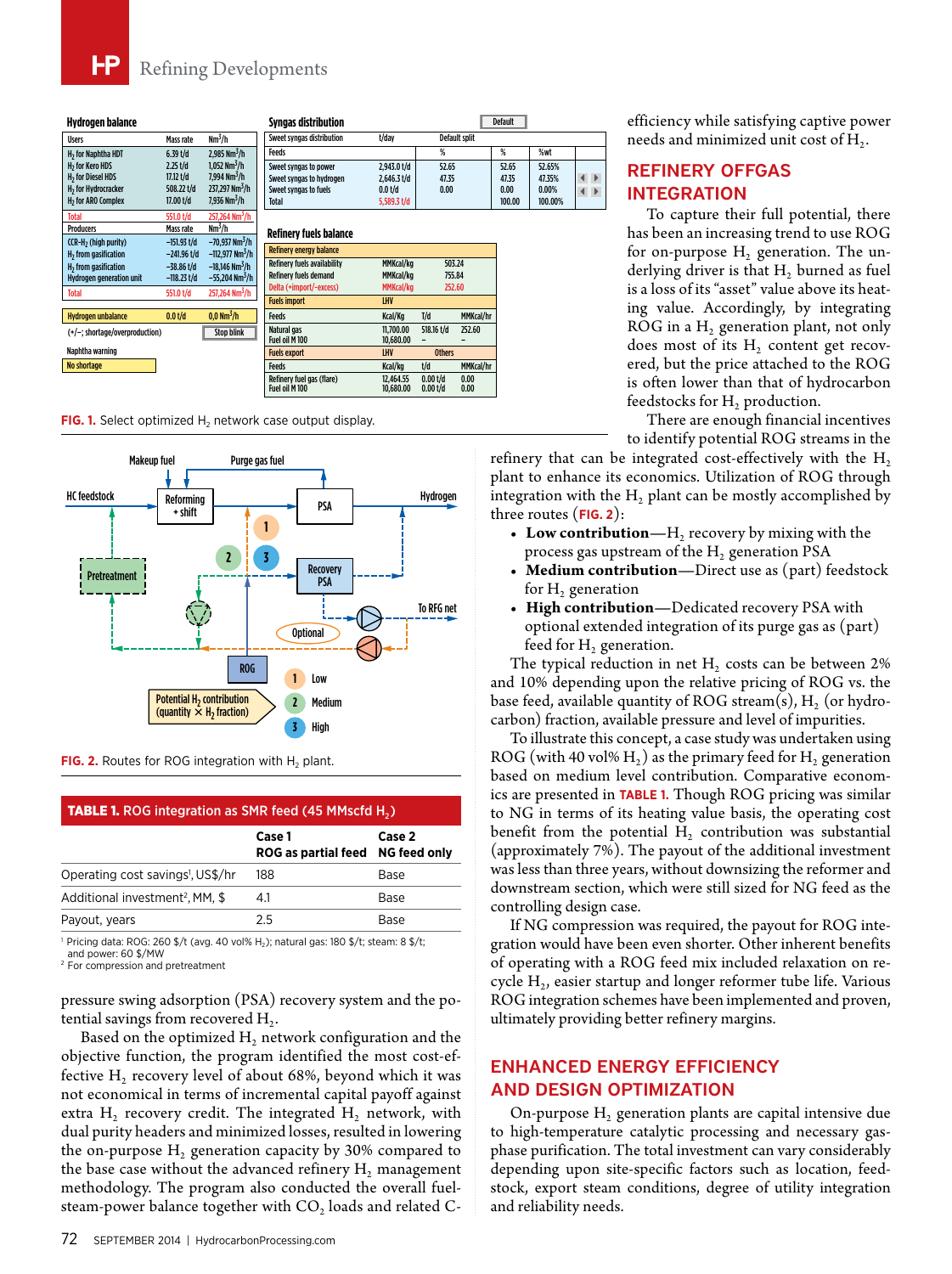FIG. 1. Select optimized $H_2$ network case output display.

FIG. 2. Routes for ROG integration with $H_2$ plant.

**TABLE 1.** ROG integration as SMR feed (45 MMscfd $H_2$)

| | Case 1 ROG as partial feed | Case 2 NG feed only |
|---|---|---|
| Operating cost savings[1], US$/hr | 188 | Base |
| Additional investment[2], MM, $ | 4.1 | Base |
| Payout, years | 2.5 | Base |

[1] Pricing data: ROG: 260 $/t (avg. 40 vol% $H_2$); natural gas: 180 $/t; steam: 8 $/t; and power: 60 $/MW
[2] For compression and pretreatment

pressure swing adsorption (PSA) recovery system and the potential savings from recovered $H_2$.

Based on the optimized $H_2$ network configuration and the objective function, the program identified the most cost-effective $H_2$ recovery level of about 68%, beyond which it was not economical in terms of incremental capital payoff against extra $H_2$ recovery credit. The integrated $H_2$ network, with dual purity headers and minimized losses, resulted in lowering the on-purpose $H_2$ generation capacity by 30% compared to the base case without the advanced refinery $H_2$ management methodology. The program also conducted the overall fuel-steam-power balance together with $CO_2$ loads and related C-efficiency while satisfying captive power needs and minimized unit cost of $H_2$.

## REFINERY OFFGAS INTEGRATION

To capture their full potential, there has been an increasing trend to use ROG for on-purpose $H_2$ generation. The underlying driver is that $H_2$ burned as fuel is a loss of its "asset" value above its heating value. Accordingly, by integrating ROG in a $H_2$ generation plant, not only does most of its $H_2$ content get recovered, but the price attached to the ROG is often lower than that of hydrocarbon feedstocks for $H_2$ production.

There are enough financial incentives to identify potential ROG streams in the refinery that can be integrated cost-effectively with the $H_2$ plant to enhance its economics. Utilization of ROG through integration with the $H_2$ plant can be mostly accomplished by three routes (FIG. 2):

- **Low contribution**—$H_2$ recovery by mixing with the process gas upstream of the $H_2$ generation PSA
- **Medium contribution**—Direct use as (part) feedstock for $H_2$ generation
- **High contribution**—Dedicated recovery PSA with optional extended integration of its purge gas as (part) feed for $H_2$ generation.

The typical reduction in net $H_2$ costs can be between 2% and 10% depending upon the relative pricing of ROG vs. the base feed, available quantity of ROG stream(s), $H_2$ (or hydrocarbon) fraction, available pressure and level of impurities.

To illustrate this concept, a case study was undertaken using ROG (with 40 vol% $H_2$) as the primary feed for $H_2$ generation based on medium level contribution. Comparative economics are presented in TABLE 1. Though ROG pricing was similar to NG in terms of its heating value basis, the operating cost benefit from the potential $H_2$ contribution was substantial (approximately 7%). The payout of the additional investment was less than three years, without downsizing the reformer and downstream section, which were still sized for NG feed as the controlling design case.

If NG compression was required, the payout for ROG integration would have been even shorter. Other inherent benefits of operating with a ROG feed mix included relaxation on recycle $H_2$, easier startup and longer reformer tube life. Various ROG integration schemes have been implemented and proven, ultimately providing better refinery margins.

## ENHANCED ENERGY EFFICIENCY AND DESIGN OPTIMIZATION

On-purpose $H_2$ generation plants are capital intensive due to high-temperature catalytic processing and necessary gas-phase purification. The total investment can vary considerably depending upon site-specific factors such as location, feedstock, export steam conditions, degree of utility integration and reliability needs.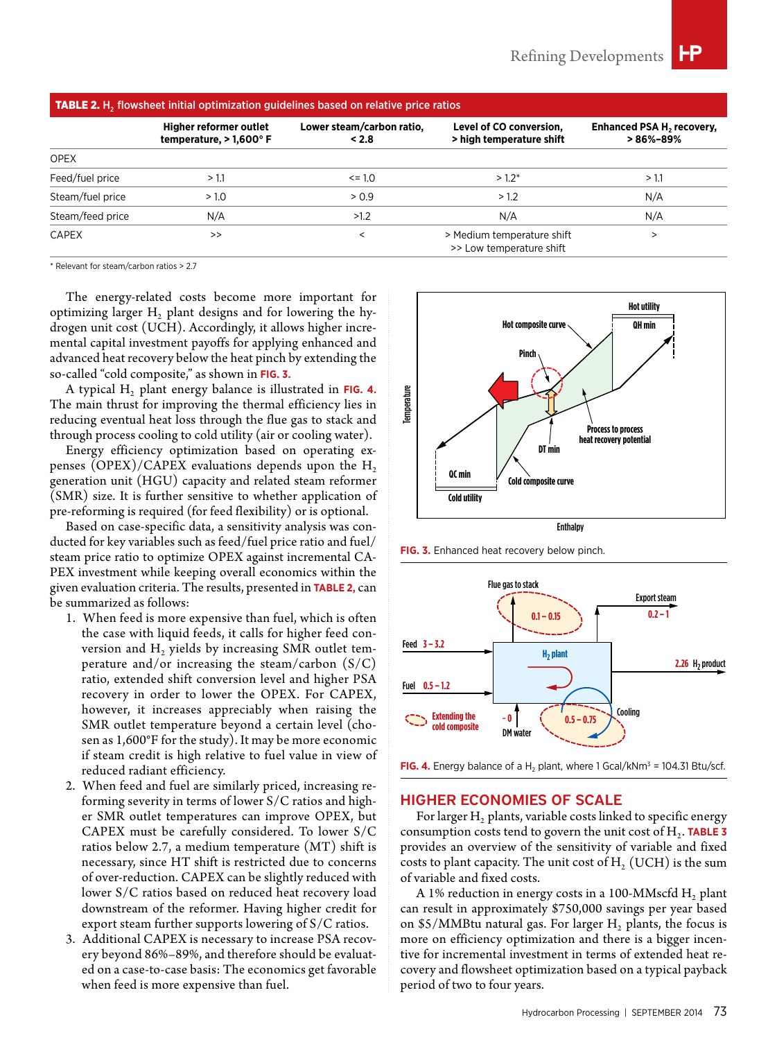**TABLE 2.** $H_2$ flowsheet initial optimization guidelines based on relative price ratios

| | Higher reformer outlet temperature, > 1,600° F | Lower steam/carbon ratio, < 2.8 | Level of CO conversion, > high temperature shift | Enhanced PSA $H_2$ recovery, > 86%–89% |
|---|---|---|---|---|
| OPEX | | | | |
| Feed/fuel price | > 1.1 | <= 1.0 | > 1.2* | > 1.1 |
| Steam/fuel price | > 1.0 | > 0.9 | > 1.2 | N/A |
| Steam/feed price | N/A | >1.2 | N/A | N/A |
| CAPEX | >> | < | > Medium temperature shift >> Low temperature shift | > |

\* Relevant for steam/carbon ratios > 2.7

The energy-related costs become more important for optimizing larger $H_2$ plant designs and for lowering the hydrogen unit cost (UCH). Accordingly, it allows higher incremental capital investment payoffs for applying enhanced and advanced heat recovery below the heat pinch by extending the so-called "cold composite," as shown in **FIG. 3.**

A typical $H_2$ plant energy balance is illustrated in **FIG. 4.** The main thrust for improving the thermal efficiency lies in reducing eventual heat loss through the flue gas to stack and through process cooling to cold utility (air or cooling water).

Energy efficiency optimization based on operating expenses (OPEX)/CAPEX evaluations depends upon the $H_2$ generation unit (HGU) capacity and related steam reformer (SMR) size. It is further sensitive to whether application of pre-reforming is required (for feed flexibility) or is optional.

Based on case-specific data, a sensitivity analysis was conducted for key variables such as feed/fuel price ratio and fuel/steam price ratio to optimize OPEX against incremental CAPEX investment while keeping overall economics within the given evaluation criteria. The results, presented in **TABLE 2,** can be summarized as follows:

1. When feed is more expensive than fuel, which is often the case with liquid feeds, it calls for higher feed conversion and $H_2$ yields by increasing SMR outlet temperature and/or increasing the steam/carbon (S/C) ratio, extended shift conversion level and higher PSA recovery in order to lower the OPEX. For CAPEX, however, it increases appreciably when raising the SMR outlet temperature beyond a certain level (chosen as 1,600°F for the study). It may be more economic if steam credit is high relative to fuel value in view of reduced radiant efficiency.
2. When feed and fuel are similarly priced, increasing reforming severity in terms of lower S/C ratios and higher SMR outlet temperatures can improve OPEX, but CAPEX must be carefully considered. To lower S/C ratios below 2.7, a medium temperature (MT) shift is necessary, since HT shift is restricted due to concerns of over-reduction. CAPEX can be slightly reduced with lower S/C ratios based on reduced heat recovery load downstream of the reformer. Having higher credit for export steam further supports lowering of S/C ratios.
3. Additional CAPEX is necessary to increase PSA recovery beyond 86%–89%, and therefore should be evaluated on a case-to-case basis: The economics get favorable when feed is more expensive than fuel.

**FIG. 3.** Enhanced heat recovery below pinch.

**FIG. 4.** Energy balance of a $H_2$ plant, where 1 Gcal/kNm³ = 104.31 Btu/scf.

## HIGHER ECONOMIES OF SCALE

For larger $H_2$ plants, variable costs linked to specific energy consumption costs tend to govern the unit cost of $H_2$. **TABLE 3** provides an overview of the sensitivity of variable and fixed costs to plant capacity. The unit cost of $H_2$ (UCH) is the sum of variable and fixed costs.

A 1% reduction in energy costs in a 100-MMscfd $H_2$ plant can result in approximately $750,000 savings per year based on $5/MMBtu natural gas. For larger $H_2$ plants, the focus is more on efficiency optimization and there is a bigger incentive for incremental investment in terms of extended heat recovery and flowsheet optimization based on a typical payback period of two to four years.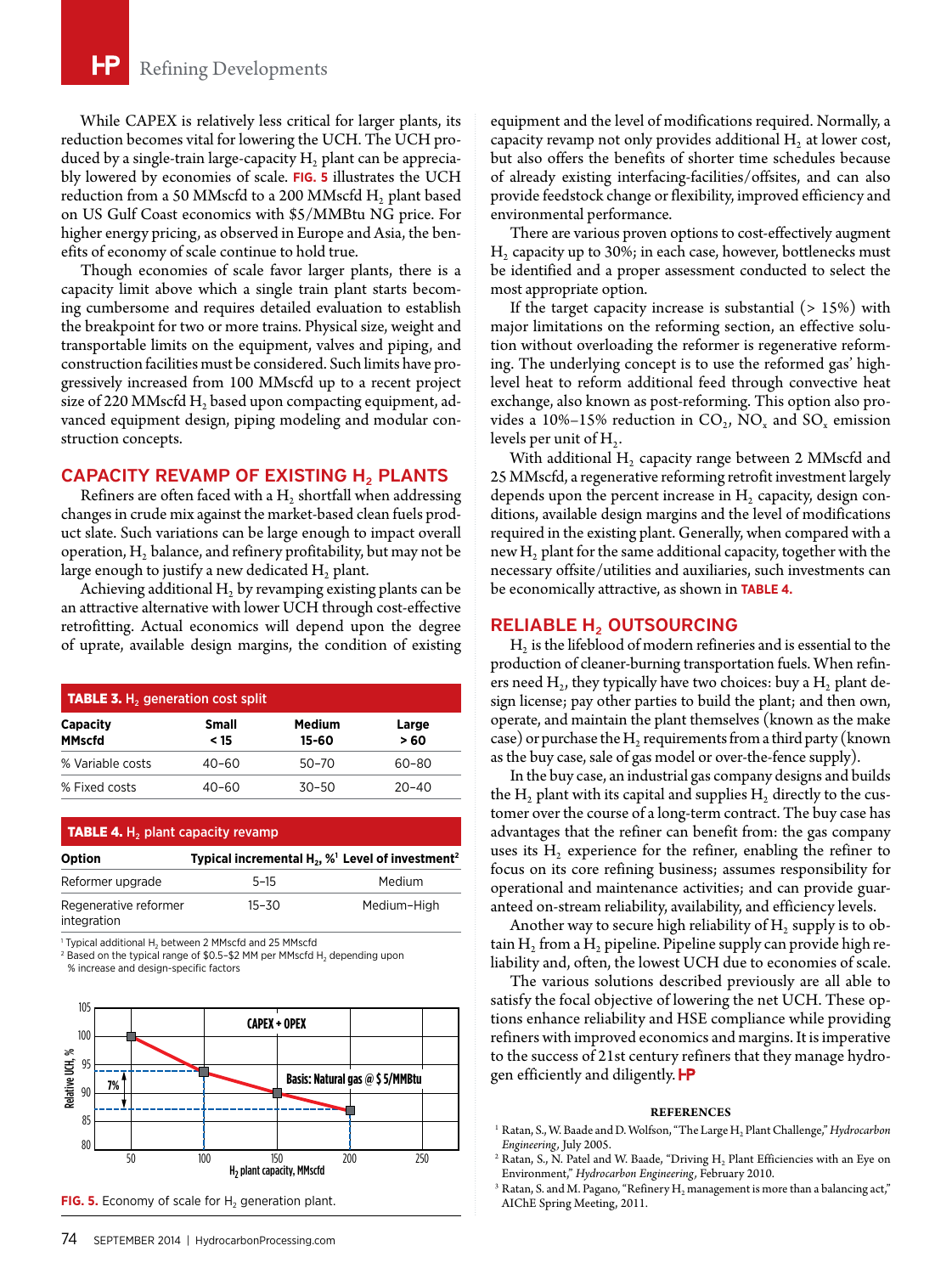While CAPEX is relatively less critical for larger plants, its reduction becomes vital for lowering the UCH. The UCH produced by a single-train large-capacity $H_2$ plant can be appreciably lowered by economies of scale. **FIG. 5** illustrates the UCH reduction from a 50 MMscfd to a 200 MMscfd $H_2$ plant based on US Gulf Coast economics with $5/MMBtu NG price. For higher energy pricing, as observed in Europe and Asia, the benefits of economy of scale continue to hold true.

Though economies of scale favor larger plants, there is a capacity limit above which a single train plant starts becoming cumbersome and requires detailed evaluation to establish the breakpoint for two or more trains. Physical size, weight and transportable limits on the equipment, valves and piping, and construction facilities must be considered. Such limits have progressively increased from 100 MMscfd up to a recent project size of 220 MMscfd $H_2$ based upon compacting equipment, advanced equipment design, piping modeling and modular construction concepts.

## CAPACITY REVAMP OF EXISTING $H_2$ PLANTS

Refiners are often faced with a $H_2$ shortfall when addressing changes in crude mix against the market-based clean fuels product slate. Such variations can be large enough to impact overall operation, $H_2$ balance, and refinery profitability, but may not be large enough to justify a new dedicated $H_2$ plant.

Achieving additional $H_2$ by revamping existing plants can be an attractive alternative with lower UCH through cost-effective retrofitting. Actual economics will depend upon the degree of uprate, available design margins, the condition of existing equipment and the level of modifications required. Normally, a capacity revamp not only provides additional $H_2$ at lower cost, but also offers the benefits of shorter time schedules because of already existing interfacing-facilities/offsites, and can also provide feedstock change or flexibility, improved efficiency and environmental performance.

**TABLE 3.** $H_2$ generation cost split

| Capacity MMscfd | Small < 15 | Medium 15-60 | Large > 60 |
|---|---|---|---|
| % Variable costs | 40–60 | 50–70 | 60–80 |
| % Fixed costs | 40–60 | 30–50 | 20–40 |

**TABLE 4.** $H_2$ plant capacity revamp

| Option | Typical incremental $H_2$, %[1] | Level of investment[2] |
|---|---|---|
| Reformer upgrade | 5–15 | Medium |
| Regenerative reformer integration | 15–30 | Medium–High |

[1] Typical additional $H_2$ between 2 MMscfd and 25 MMscfd
[2] Based on the typical range of $0.5–$2 MM per MMscfd $H_2$ depending upon % increase and design-specific factors

**FIG. 5.** Economy of scale for $H_2$ generation plant.

There are various proven options to cost-effectively augment $H_2$ capacity up to 30%; in each case, however, bottlenecks must be identified and a proper assessment conducted to select the most appropriate option.

If the target capacity increase is substantial (> 15%) with major limitations on the reforming section, an effective solution without overloading the reformer is regenerative reforming. The underlying concept is to use the reformed gas' high-level heat to reform additional feed through convective heat exchange, also known as post-reforming. This option also provides a 10%–15% reduction in $CO_2$, $NO_x$ and $SO_x$ emission levels per unit of $H_2$.

With additional $H_2$ capacity range between 2 MMscfd and 25 MMscfd, a regenerative reforming retrofit investment largely depends upon the percent increase in $H_2$ capacity, design conditions, available design margins and the level of modifications required in the existing plant. Generally, when compared with a new $H_2$ plant for the same additional capacity, together with the necessary offsite/utilities and auxiliaries, such investments can be economically attractive, as shown in **TABLE 4.**

## RELIABLE $H_2$ OUTSOURCING

$H_2$ is the lifeblood of modern refineries and is essential to the production of cleaner-burning transportation fuels. When refiners need $H_2$, they typically have two choices: buy a $H_2$ plant design license; pay other parties to build the plant; and then own, operate, and maintain the plant themselves (known as the make case) or purchase the $H_2$ requirements from a third party (known as the buy case, sale of gas model or over-the-fence supply).

In the buy case, an industrial gas company designs and builds the $H_2$ plant with its capital and supplies $H_2$ directly to the customer over the course of a long-term contract. The buy case has advantages that the refiner can benefit from: the gas company uses its $H_2$ experience for the refiner, enabling the refiner to focus on its core refining business; assumes responsibility for operational and maintenance activities; and can provide guaranteed on-stream reliability, availability, and efficiency levels.

Another way to secure high reliability of $H_2$ supply is to obtain $H_2$ from a $H_2$ pipeline. Pipeline supply can provide high reliability and, often, the lowest UCH due to economies of scale.

The various solutions described previously are all able to satisfy the focal objective of lowering the net UCH. These options enhance reliability and HSE compliance while providing refiners with improved economics and margins. It is imperative to the success of 21st century refiners that they manage hydrogen efficiently and diligently.

### REFERENCES

1. Ratan, S., W. Baade and D. Wolfson, "The Large $H_2$ Plant Challenge," *Hydrocarbon Engineering*, July 2005.
2. Ratan, S., N. Patel and W. Baade, "Driving $H_2$ Plant Efficiencies with an Eye on Environment," *Hydrocarbon Engineering*, February 2010.
3. Ratan, S. and M. Pagano, "Refinery $H_2$ management is more than a balancing act," AIChE Spring Meeting, 2011.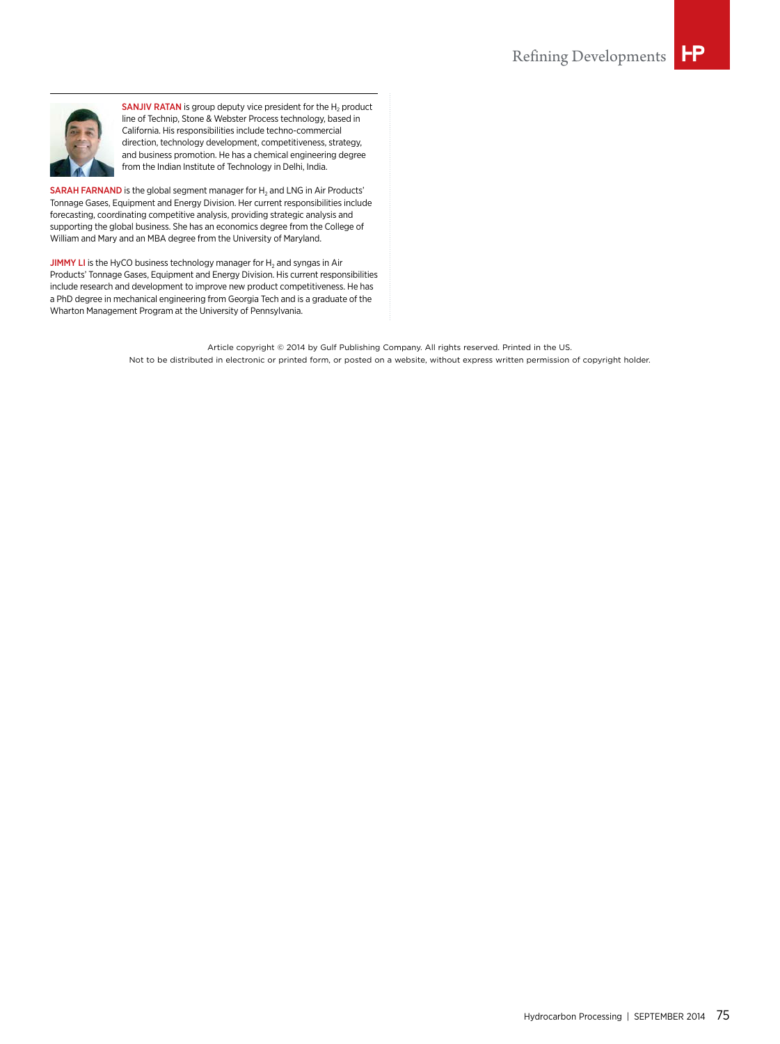**SANJIV RATAN** is group deputy vice president for the $H_2$ product line of Technip, Stone & Webster Process technology, based in California. His responsibilities include techno-commercial direction, technology development, competitiveness, strategy, and business promotion. He has a chemical engineering degree from the Indian Institute of Technology in Delhi, India.

**SARAH FARNAND** is the global segment manager for $H_2$ and LNG in Air Products' Tonnage Gases, Equipment and Energy Division. Her current responsibilities include forecasting, coordinating competitive analysis, providing strategic analysis and supporting the global business. She has an economics degree from the College of William and Mary and an MBA degree from the University of Maryland.

**JIMMY LI** is the HyCO business technology manager for $H_2$ and syngas in Air Products' Tonnage Gases, Equipment and Energy Division. His current responsibilities include research and development to improve new product competitiveness. He has a PhD degree in mechanical engineering from Georgia Tech and is a graduate of the Wharton Management Program at the University of Pennsylvania.

Article copyright © 2014 by Gulf Publishing Company. All rights reserved. Printed in the US.
Not to be distributed in electronic or printed form, or posted on a website, without express written permission of copyright holder.